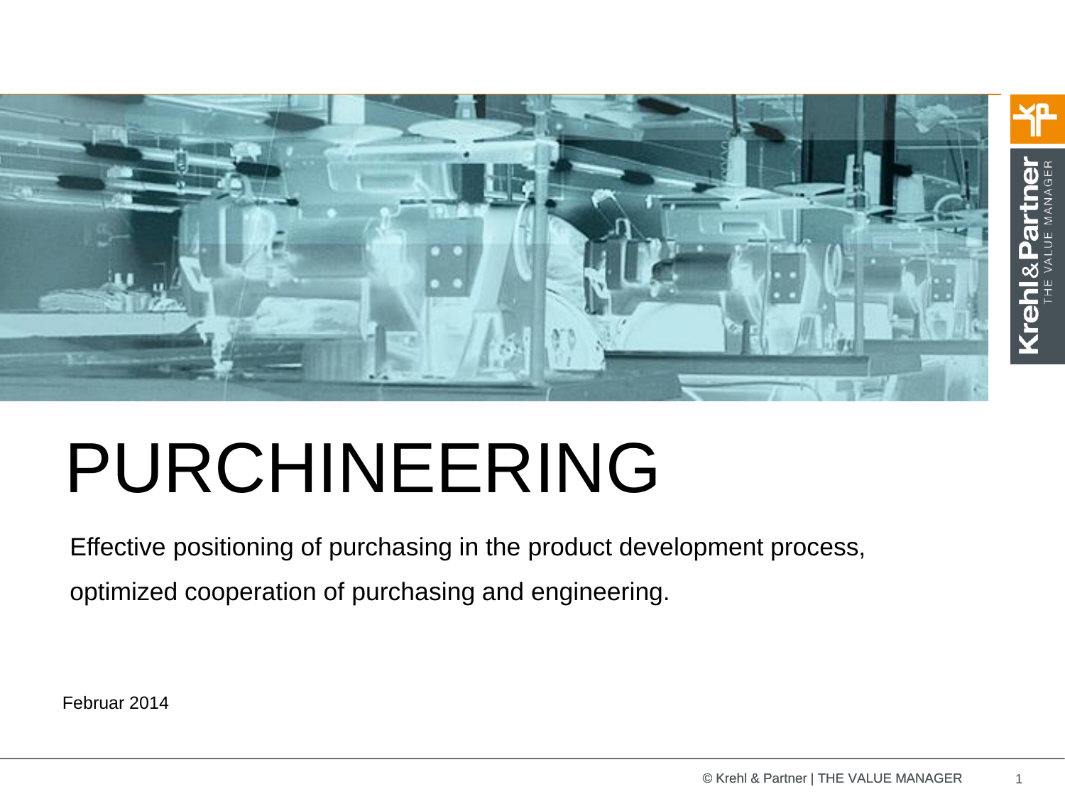# PURCHINEERING

Effective positioning of purchasing in the product development process,

optimized cooperation of purchasing and engineering.

Februar 2014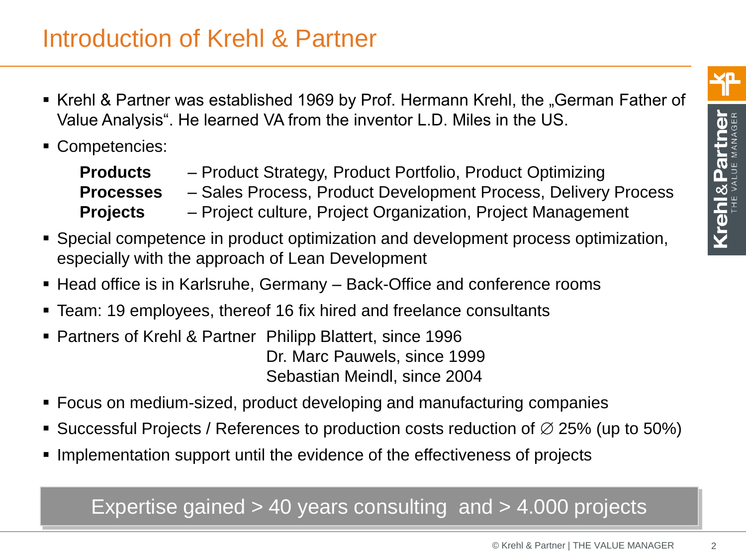# Introduction of Krehl & Partner

- Krehl & Partner was established 1969 by Prof. Hermann Krehl, the „German Father of Value Analysis". He learned VA from the inventor L.D. Miles in the US.
- Competencies:

  **Products** – Product Strategy, Product Portfolio, Product Optimizing
  **Processes** – Sales Process, Product Development Process, Delivery Process
  **Projects** – Project culture, Project Organization, Project Management

- Special competence in product optimization and development process optimization, especially with the approach of Lean Development
- Head office is in Karlsruhe, Germany – Back-Office and conference rooms
- Team: 19 employees, thereof 16 fix hired and freelance consultants
- Partners of Krehl & Partner Philipp Blattert, since 1996
  Dr. Marc Pauwels, since 1999
  Sebastian Meindl, since 2004
- Focus on medium-sized, product developing and manufacturing companies
- Successful Projects / References to production costs reduction of ∅ 25% (up to 50%)
- Implementation support until the evidence of the effectiveness of projects

Expertise gained > 40 years consulting and > 4.000 projects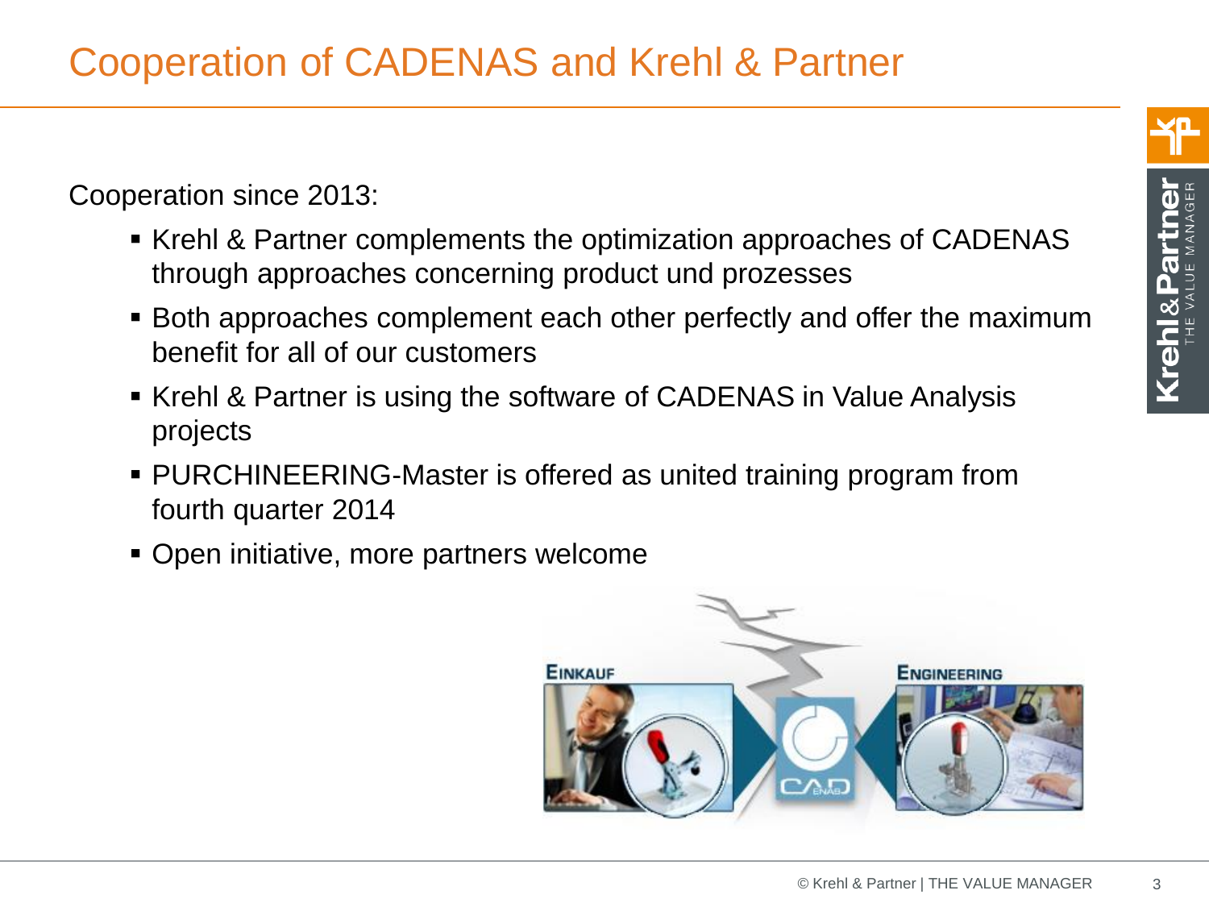# Cooperation of CADENAS and Krehl & Partner

Cooperation since 2013:

- Krehl & Partner complements the optimization approaches of CADENAS through approaches concerning product und prozesses
- Both approaches complement each other perfectly and offer the maximum benefit for all of our customers
- Krehl & Partner is using the software of CADENAS in Value Analysis projects
- PURCHINEERING-Master is offered as united training program from fourth quarter 2014
- Open initiative, more partners welcome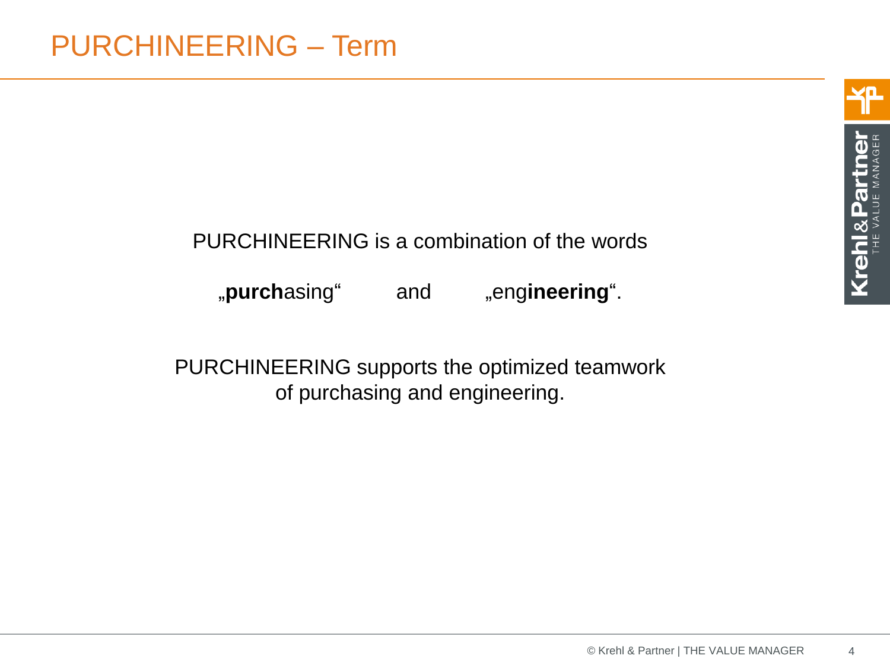# PURCHINEERING – Term

PURCHINEERING is a combination of the words

„**purch**asing“ and „eng**ineering**“.

PURCHINEERING supports the optimized teamwork of purchasing and engineering.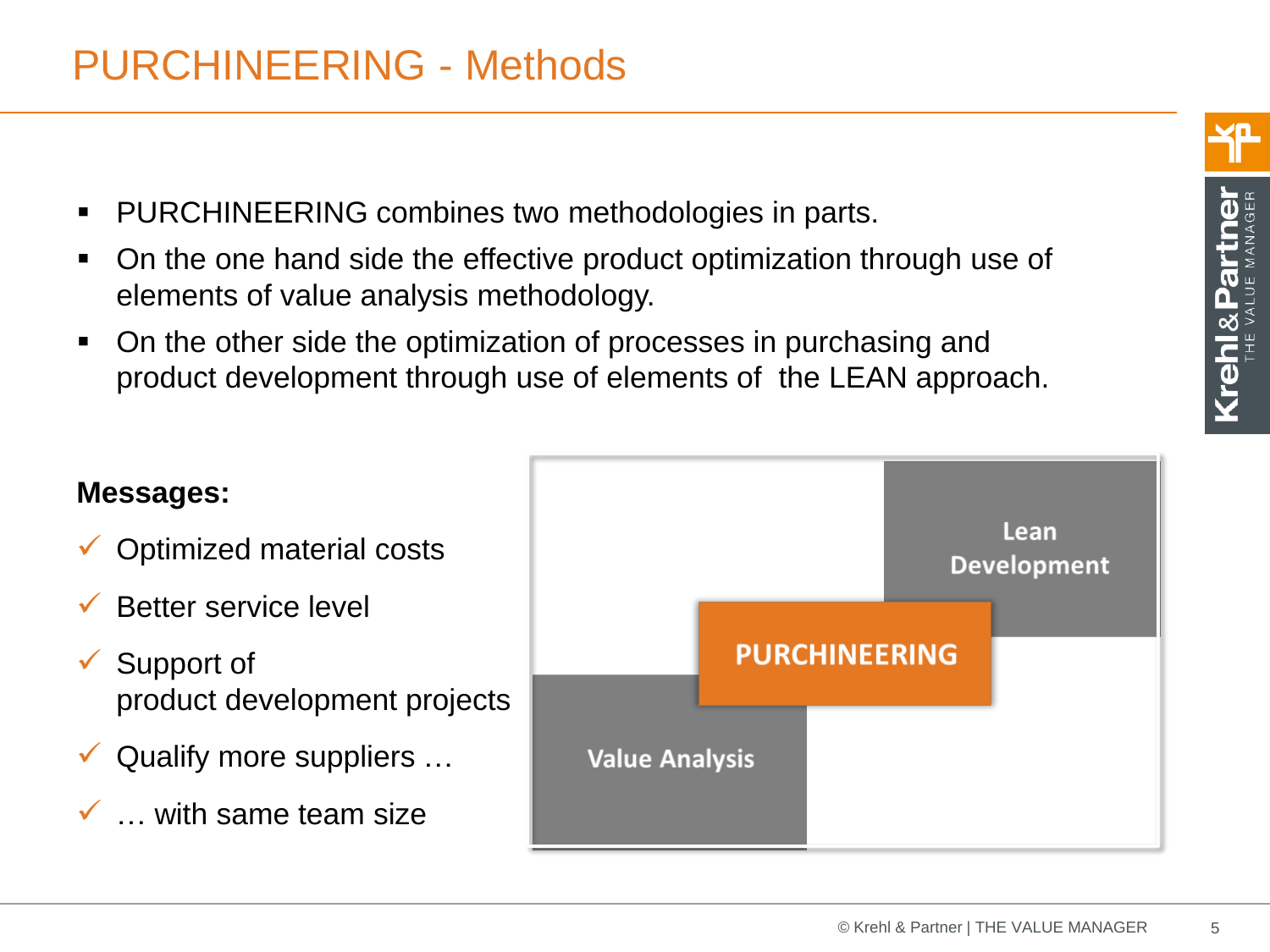# PURCHINEERING - Methods

- PURCHINEERING combines two methodologies in parts.
- On the one hand side the effective product optimization through use of elements of value analysis methodology.
- On the other side the optimization of processes in purchasing and product development through use of elements of the LEAN approach.

**Messages:**

- ✓ Optimized material costs
- ✓ Better service level
- ✓ Support of product development projects
- ✓ Qualify more suppliers …
- ✓ … with same team size

Lean Development

PURCHINEERING

Value Analysis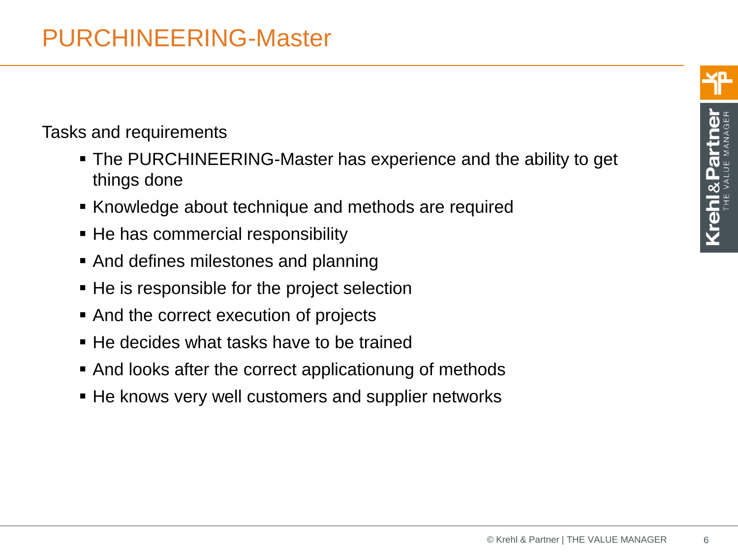# PURCHINEERING-Master

Tasks and requirements

- The PURCHINEERING-Master has experience and the ability to get things done
- Knowledge about technique and methods are required
- He has commercial responsibility
- And defines milestones and planning
- He is responsible for the project selection
- And the correct execution of projects
- He decides what tasks have to be trained
- And looks after the correct applicationung of methods
- He knows very well customers and supplier networks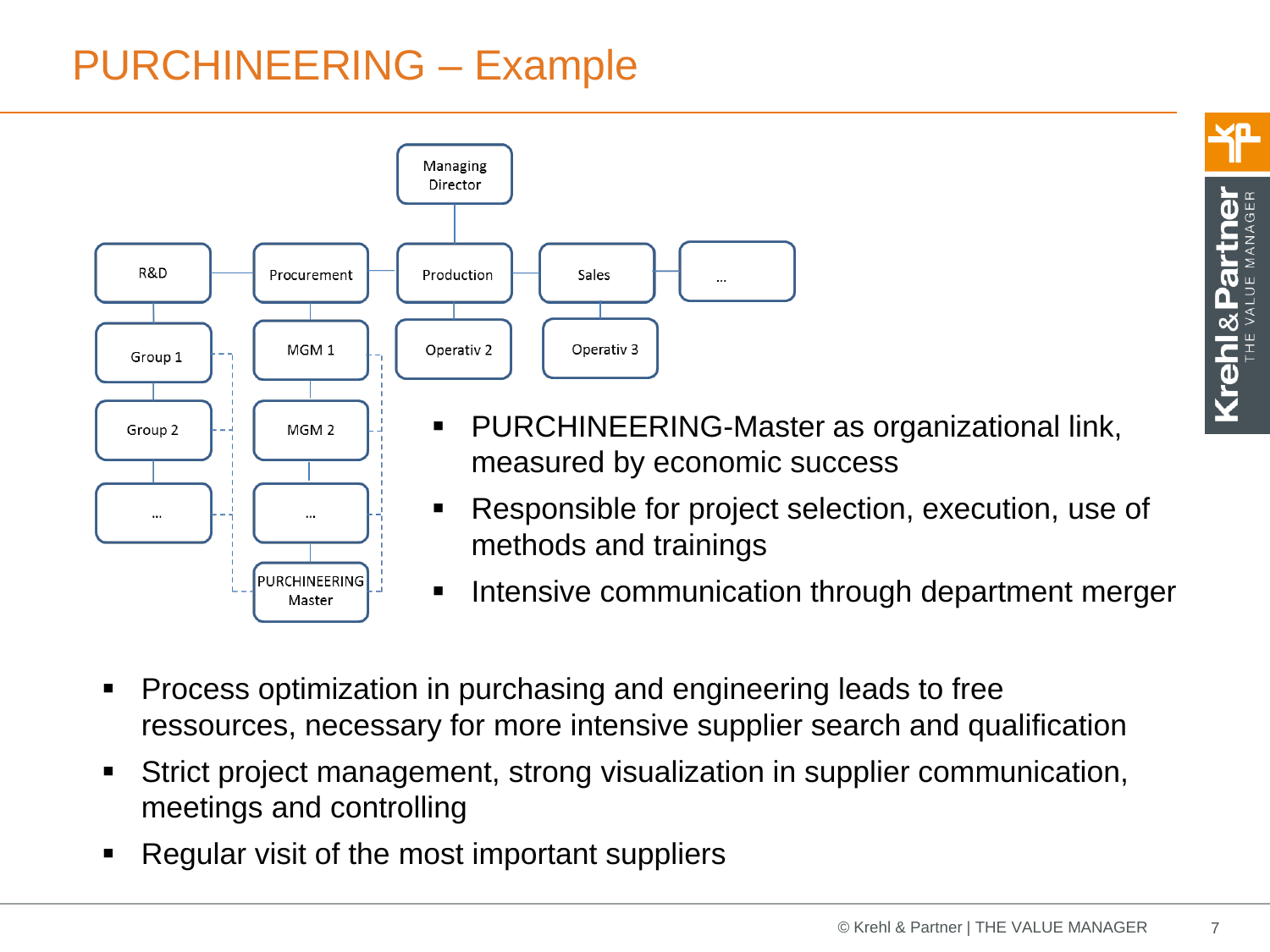# PURCHINEERING – Example

Managing Director

R&D | Procurement | Production | Sales | ...

Group 1, Group 2, ...

MGM 1, MGM 2, ..., PURCHINEERING Master

Operativ 2

Operativ 3

- PURCHINEERING-Master as organizational link, measured by economic success
- Responsible for project selection, execution, use of methods and trainings
- Intensive communication through department merger

- Process optimization in purchasing and engineering leads to free ressources, necessary for more intensive supplier search and qualification
- Strict project management, strong visualization in supplier communication, meetings and controlling
- Regular visit of the most important suppliers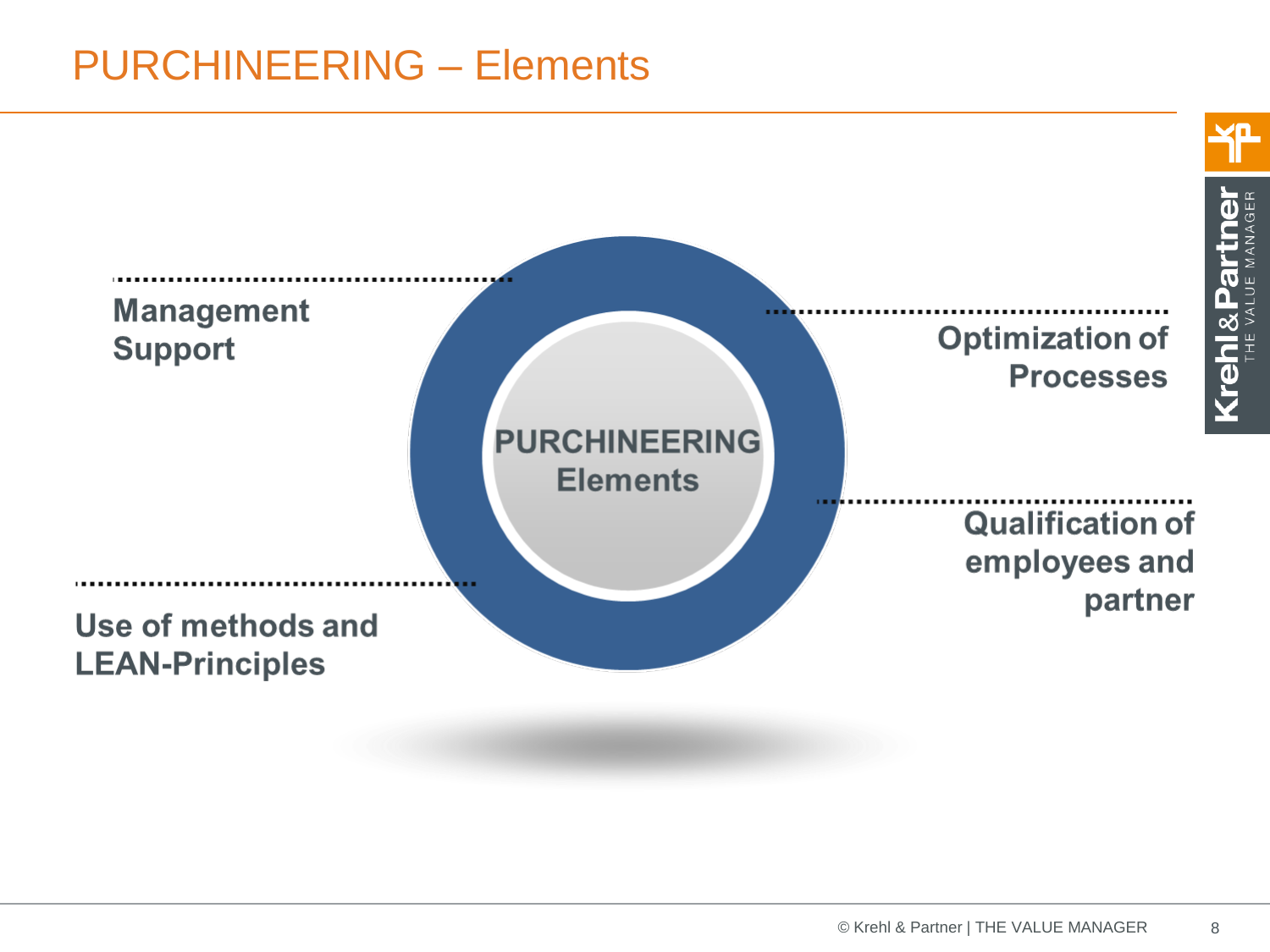# PURCHINEERING – Elements

**PURCHINEERING Elements**

- **Management Support**
- **Optimization of Processes**
- **Qualification of employees and partner**
- **Use of methods and LEAN-Principles**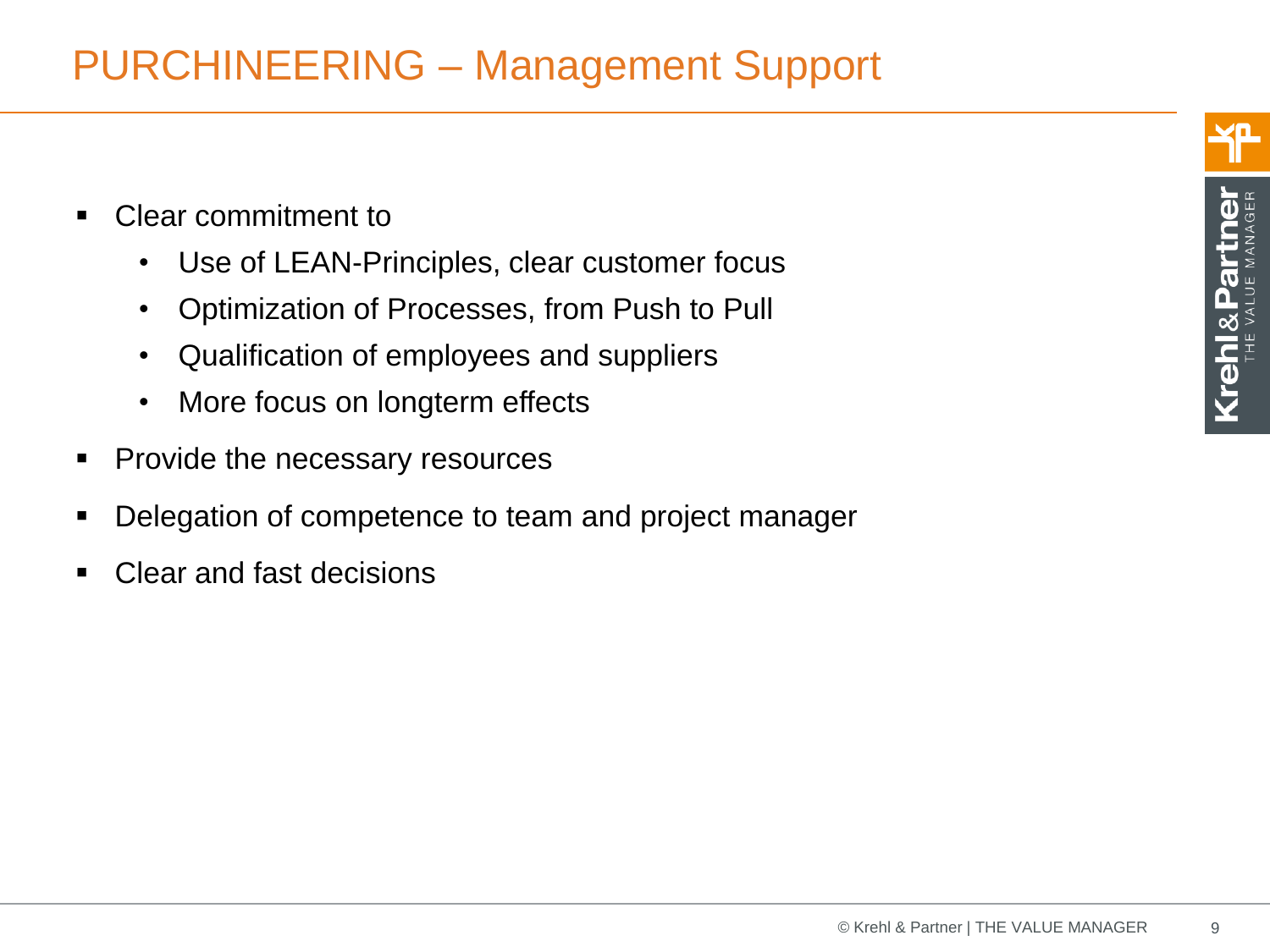# PURCHINEERING – Management Support

- Clear commitment to
  - Use of LEAN-Principles, clear customer focus
  - Optimization of Processes, from Push to Pull
  - Qualification of employees and suppliers
  - More focus on longterm effects
- Provide the necessary resources
- Delegation of competence to team and project manager
- Clear and fast decisions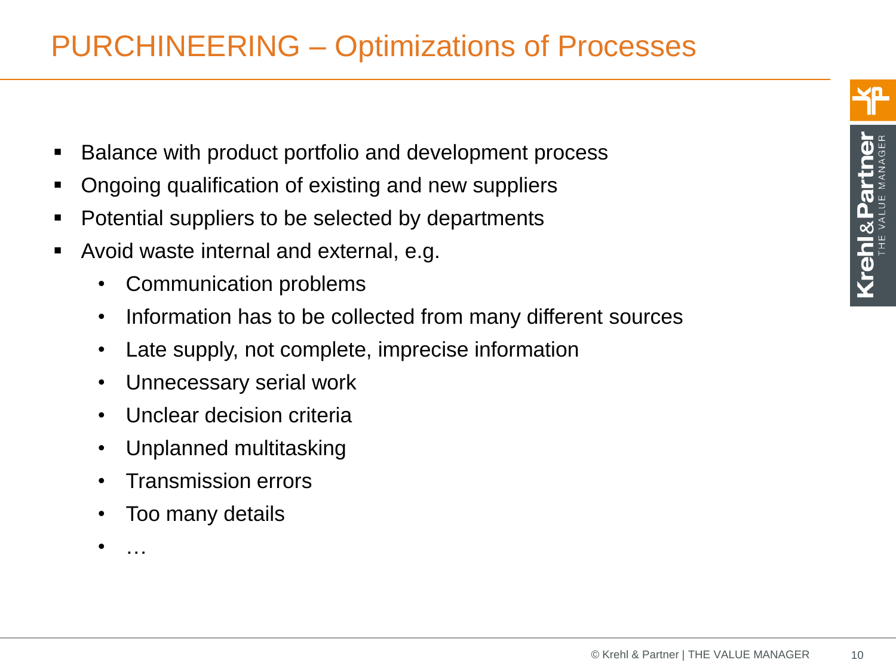# PURCHINEERING – Optimizations of Processes

- Balance with product portfolio and development process
- Ongoing qualification of existing and new suppliers
- Potential suppliers to be selected by departments
- Avoid waste internal and external, e.g.
  - Communication problems
  - Information has to be collected from many different sources
  - Late supply, not complete, imprecise information
  - Unnecessary serial work
  - Unclear decision criteria
  - Unplanned multitasking
  - Transmission errors
  - Too many details
  - …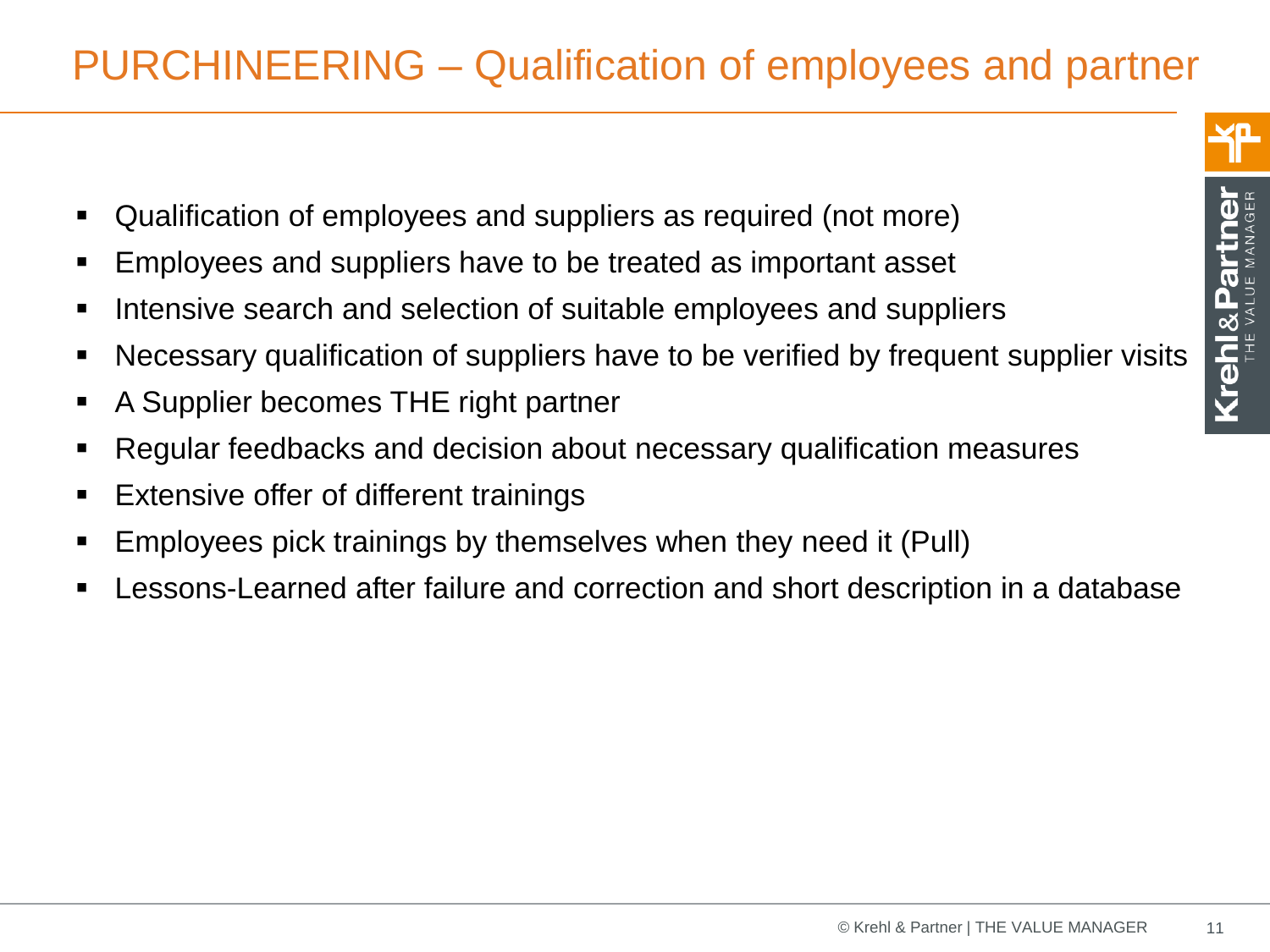# PURCHINEERING – Qualification of employees and partner

- Qualification of employees and suppliers as required (not more)
- Employees and suppliers have to be treated as important asset
- Intensive search and selection of suitable employees and suppliers
- Necessary qualification of suppliers have to be verified by frequent supplier visits
- A Supplier becomes THE right partner
- Regular feedbacks and decision about necessary qualification measures
- Extensive offer of different trainings
- Employees pick trainings by themselves when they need it (Pull)
- Lessons-Learned after failure and correction and short description in a database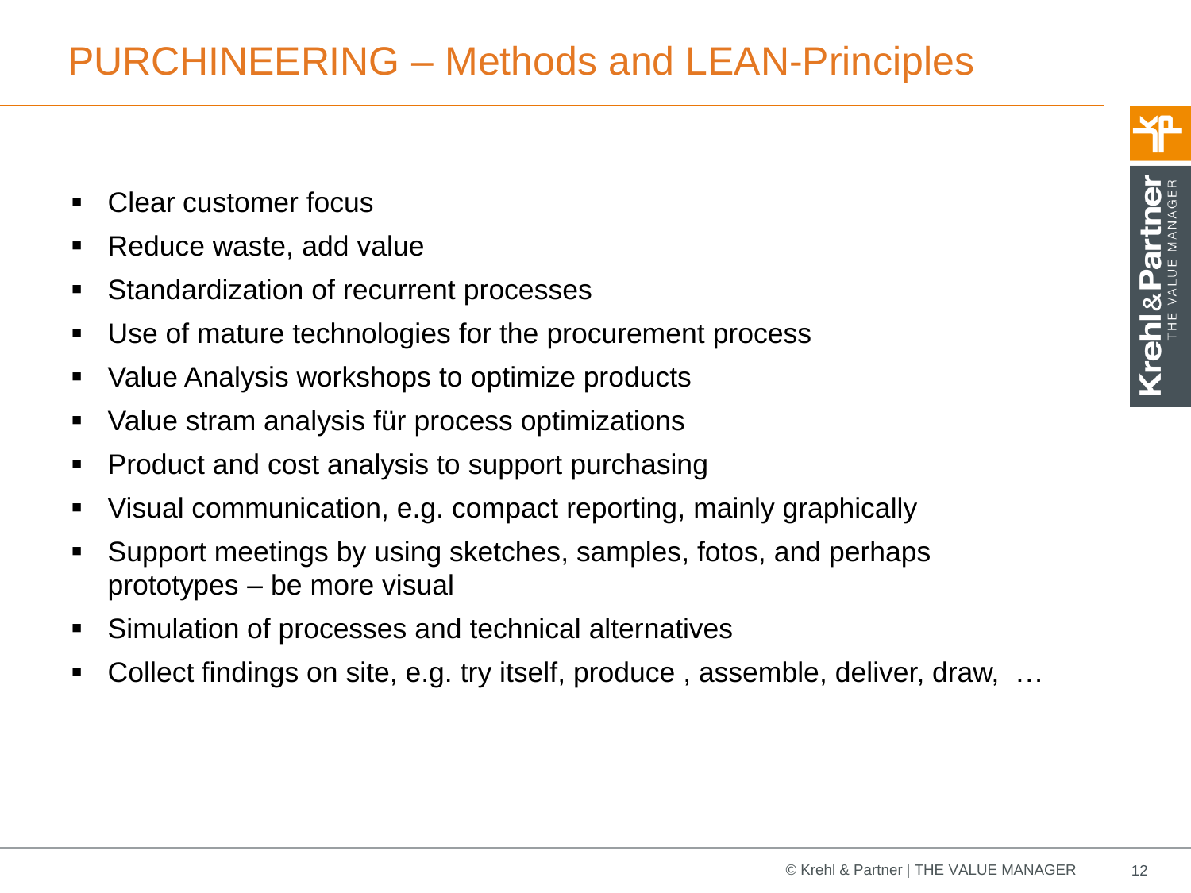# PURCHINEERING – Methods and LEAN-Principles

- Clear customer focus
- Reduce waste, add value
- Standardization of recurrent processes
- Use of mature technologies for the procurement process
- Value Analysis workshops to optimize products
- Value stram analysis für process optimizations
- Product and cost analysis to support purchasing
- Visual communication, e.g. compact reporting, mainly graphically
- Support meetings by using sketches, samples, fotos, and perhaps prototypes – be more visual
- Simulation of processes and technical alternatives
- Collect findings on site, e.g. try itself, produce , assemble, deliver, draw, …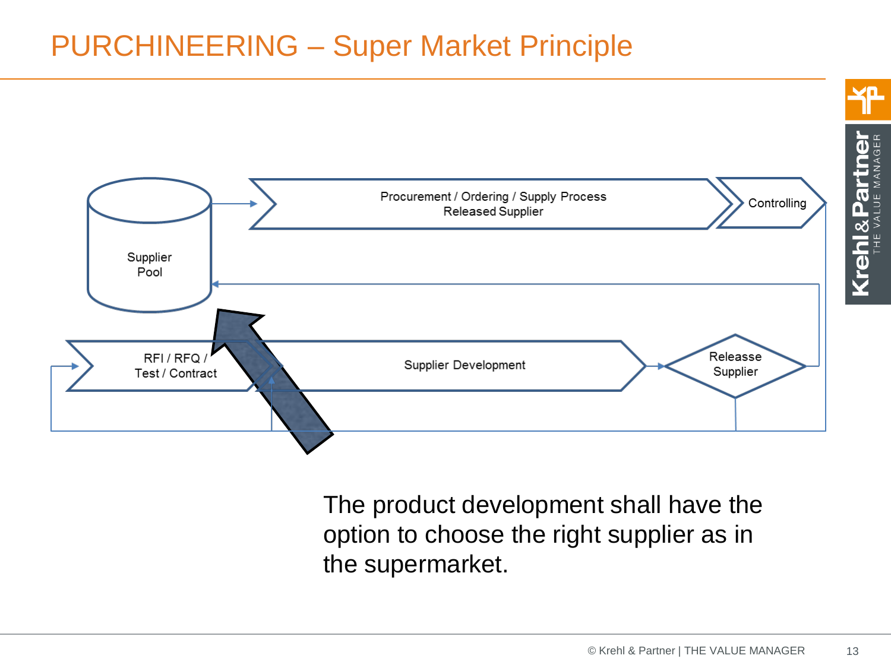# PURCHINEERING – Super Market Principle

Supplier Pool

Procurement / Ordering / Supply Process
Released Supplier

Controlling

RFI / RFQ / Test / Contract

Supplier Development

Releasse Supplier

The product development shall have the option to choose the right supplier as in the supermarket.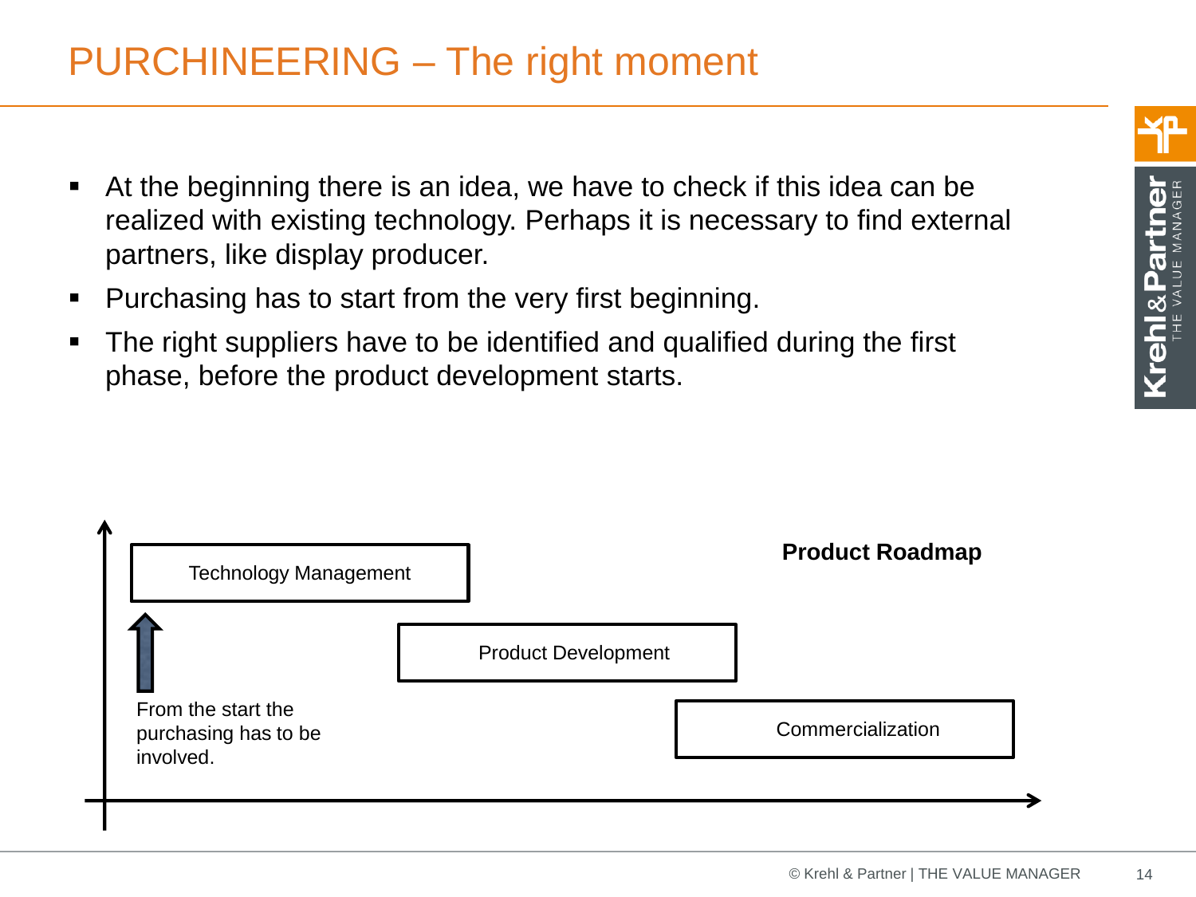# PURCHINEERING – The right moment

- At the beginning there is an idea, we have to check if this idea can be realized with existing technology. Perhaps it is necessary to find external partners, like display producer.
- Purchasing has to start from the very first beginning.
- The right suppliers have to be identified and qualified during the first phase, before the product development starts.

**Product Roadmap**

Technology Management

Product Development

Commercialization

From the start the purchasing has to be involved.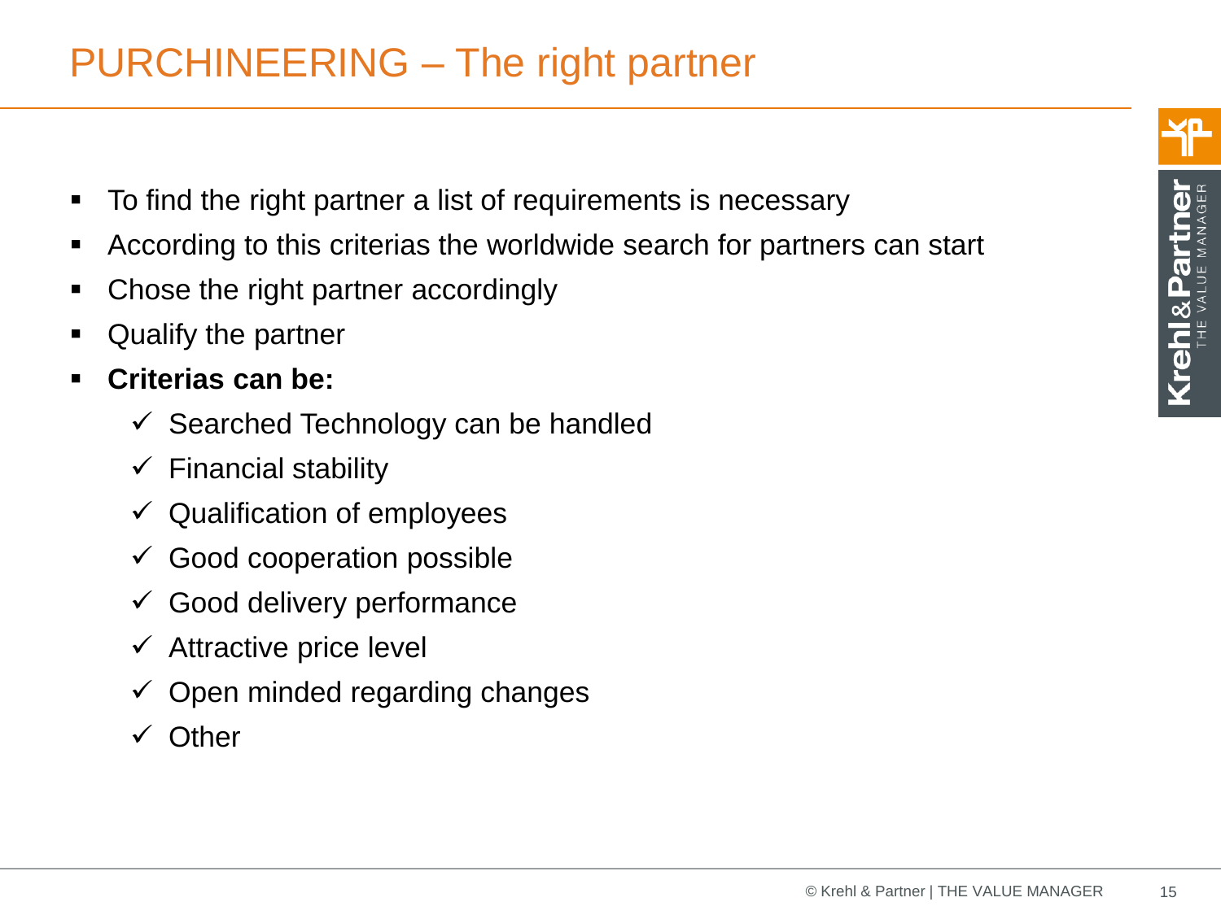# PURCHINEERING – The right partner

- To find the right partner a list of requirements is necessary
- According to this criterias the worldwide search for partners can start
- Chose the right partner accordingly
- Qualify the partner
- **Criterias can be:**
  - ✓ Searched Technology can be handled
  - ✓ Financial stability
  - ✓ Qualification of employees
  - ✓ Good cooperation possible
  - ✓ Good delivery performance
  - ✓ Attractive price level
  - ✓ Open minded regarding changes
  - ✓ Other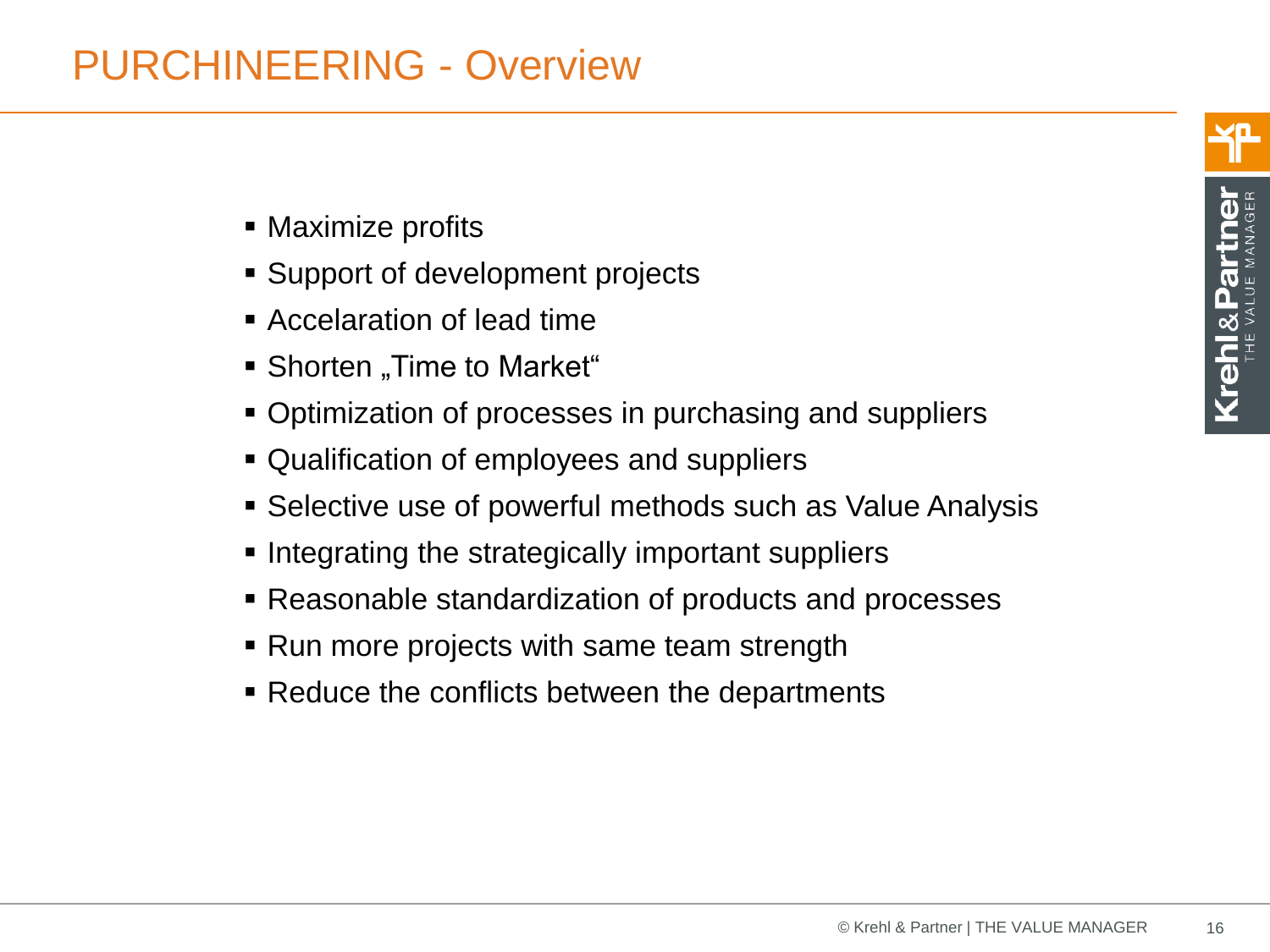# PURCHINEERING - Overview

- Maximize profits
- Support of development projects
- Accelaration of lead time
- Shorten „Time to Market“
- Optimization of processes in purchasing and suppliers
- Qualification of employees and suppliers
- Selective use of powerful methods such as Value Analysis
- Integrating the strategically important suppliers
- Reasonable standardization of products and processes
- Run more projects with same team strength
- Reduce the conflicts between the departments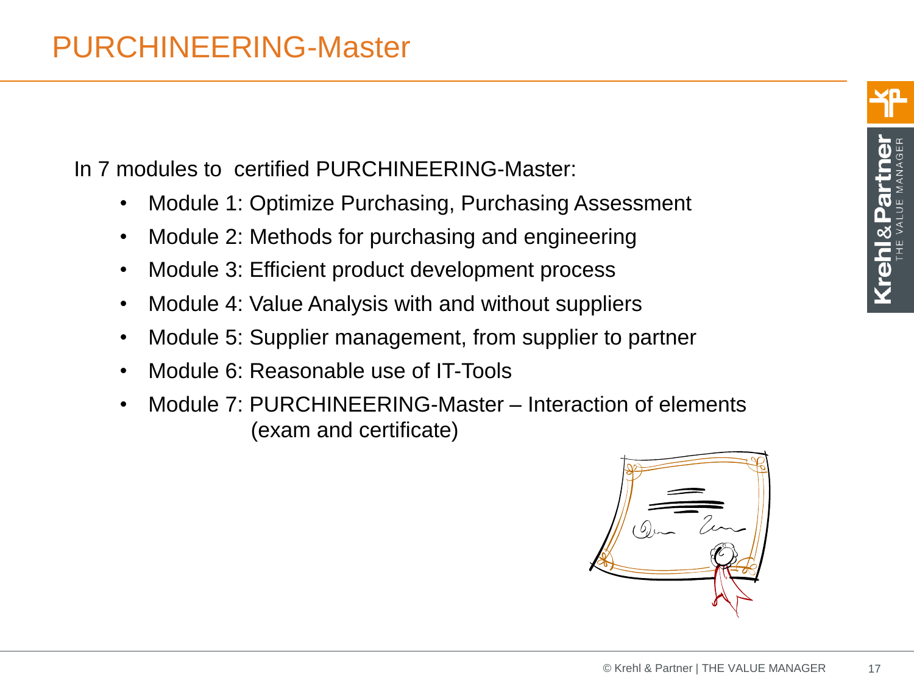# PURCHINEERING-Master

In 7 modules to certified PURCHINEERING-Master:

- Module 1: Optimize Purchasing, Purchasing Assessment
- Module 2: Methods for purchasing and engineering
- Module 3: Efficient product development process
- Module 4: Value Analysis with and without suppliers
- Module 5: Supplier management, from supplier to partner
- Module 6: Reasonable use of IT-Tools
- Module 7: PURCHINEERING-Master – Interaction of elements (exam and certificate)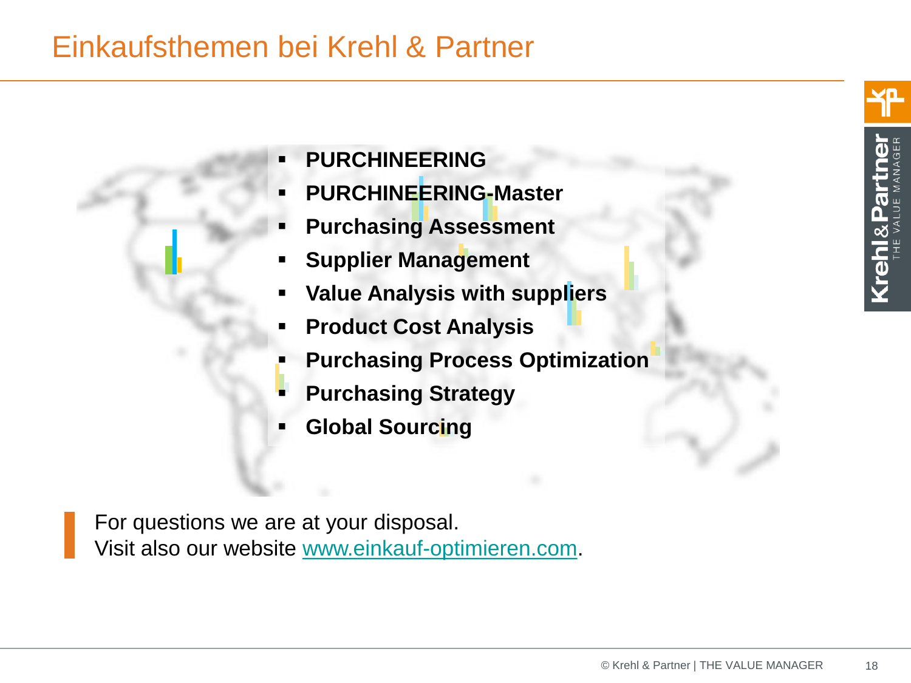# Einkaufsthemen bei Krehl & Partner

- **PURCHINEERING**
- **PURCHINEERING-Master**
- **Purchasing Assessment**
- **Supplier Management**
- **Value Analysis with suppliers**
- **Product Cost Analysis**
- **Purchasing Process Optimization**
- **Purchasing Strategy**
- **Global Sourcing**

For questions we are at your disposal.
Visit also our website [www.einkauf-optimieren.com](http://www.einkauf-optimieren.com).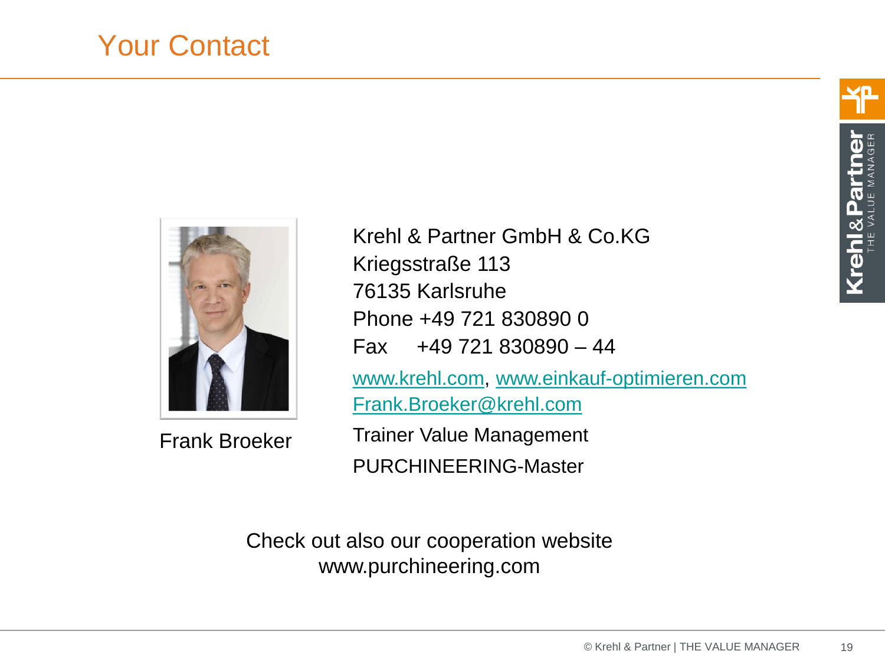# Your Contact

Frank Broeker

Krehl & Partner GmbH & Co.KG
Kriegsstraße 113
76135 Karlsruhe
Phone +49 721 830890 0
Fax +49 721 830890 – 44

www.krehl.com, www.einkauf-optimieren.com
Frank.Broeker@krehl.com

Trainer Value Management

PURCHINEERING-Master

Check out also our cooperation website
www.purchineering.com